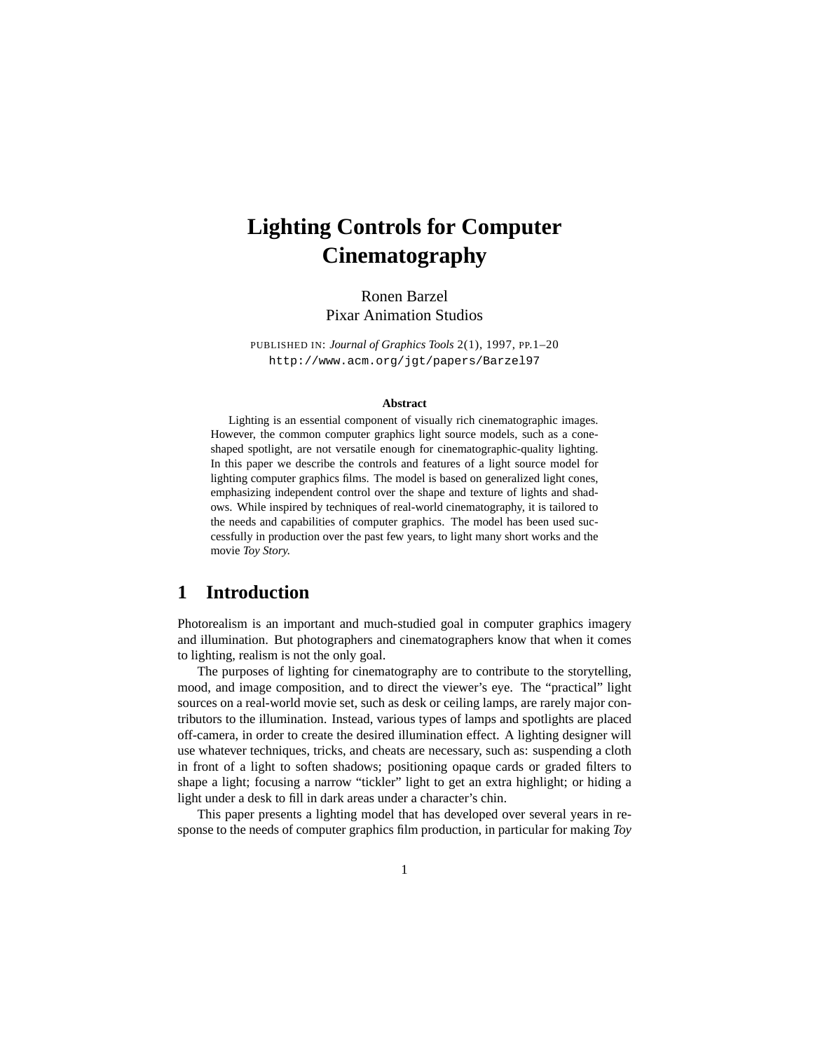# Lighting Controls for Computer Cinematography

Ronen Barzel
Pixar Animation Studios

PUBLISHED IN: *Journal of Graphics Tools* 2(1), 1997, PP.1–20
http://www.acm.org/jgt/papers/Barzel97

**Abstract**

Lighting is an essential component of visually rich cinematographic images. However, the common computer graphics light source models, such as a cone-shaped spotlight, are not versatile enough for cinematographic-quality lighting. In this paper we describe the controls and features of a light source model for lighting computer graphics films. The model is based on generalized light cones, emphasizing independent control over the shape and texture of lights and shadows. While inspired by techniques of real-world cinematography, it is tailored to the needs and capabilities of computer graphics. The model has been used successfully in production over the past few years, to light many short works and the movie *Toy Story.*

## 1 Introduction

Photorealism is an important and much-studied goal in computer graphics imagery and illumination. But photographers and cinematographers know that when it comes to lighting, realism is not the only goal.

The purposes of lighting for cinematography are to contribute to the storytelling, mood, and image composition, and to direct the viewer's eye. The "practical" light sources on a real-world movie set, such as desk or ceiling lamps, are rarely major contributors to the illumination. Instead, various types of lamps and spotlights are placed off-camera, in order to create the desired illumination effect. A lighting designer will use whatever techniques, tricks, and cheats are necessary, such as: suspending a cloth in front of a light to soften shadows; positioning opaque cards or graded filters to shape a light; focusing a narrow "tickler" light to get an extra highlight; or hiding a light under a desk to fill in dark areas under a character's chin.

This paper presents a lighting model that has developed over several years in response to the needs of computer graphics film production, in particular for making *Toy*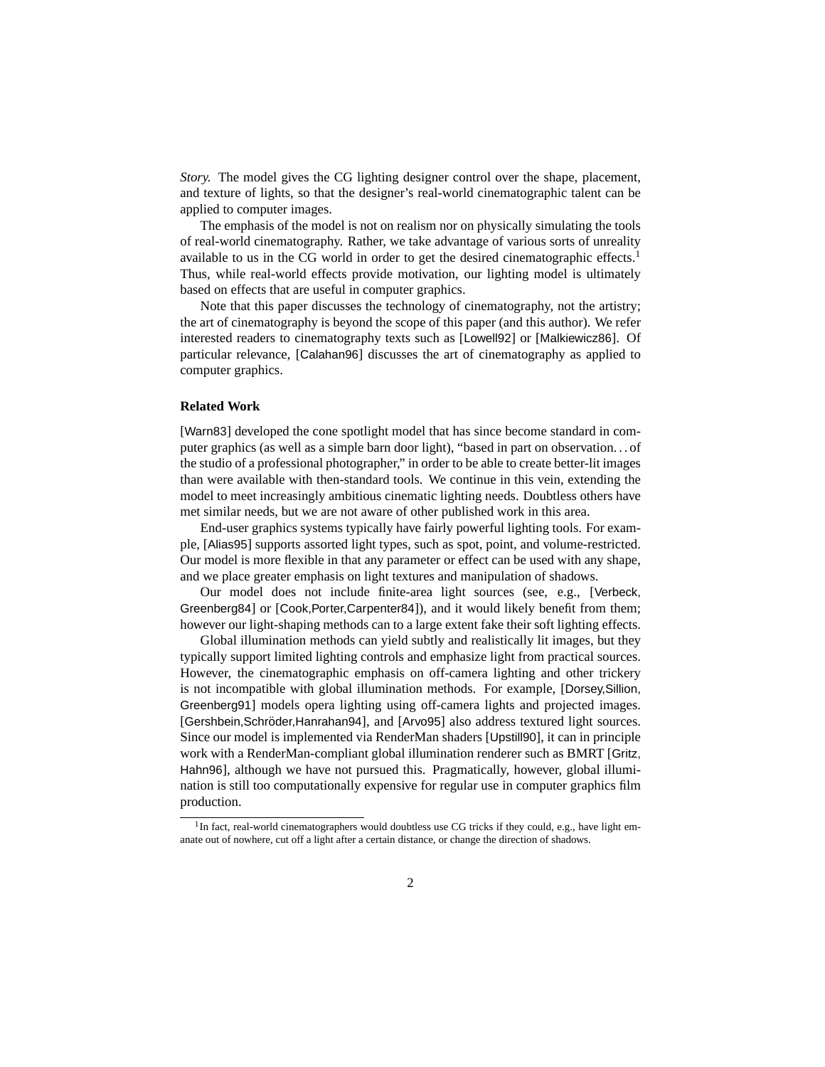*Story.* The model gives the CG lighting designer control over the shape, placement, and texture of lights, so that the designer's real-world cinematographic talent can be applied to computer images.

The emphasis of the model is not on realism nor on physically simulating the tools of real-world cinematography. Rather, we take advantage of various sorts of unreality available to us in the CG world in order to get the desired cinematographic effects.[1] Thus, while real-world effects provide motivation, our lighting model is ultimately based on effects that are useful in computer graphics.

Note that this paper discusses the technology of cinematography, not the artistry; the art of cinematography is beyond the scope of this paper (and this author). We refer interested readers to cinematography texts such as [Lowell92] or [Malkiewicz86]. Of particular relevance, [Calahan96] discusses the art of cinematography as applied to computer graphics.

**Related Work**

[Warn83] developed the cone spotlight model that has since become standard in computer graphics (as well as a simple barn door light), "based in part on observation. . . of the studio of a professional photographer," in order to be able to create better-lit images than were available with then-standard tools. We continue in this vein, extending the model to meet increasingly ambitious cinematic lighting needs. Doubtless others have met similar needs, but we are not aware of other published work in this area.

End-user graphics systems typically have fairly powerful lighting tools. For example, [Alias95] supports assorted light types, such as spot, point, and volume-restricted. Our model is more flexible in that any parameter or effect can be used with any shape, and we place greater emphasis on light textures and manipulation of shadows.

Our model does not include finite-area light sources (see, e.g., [Verbeck, Greenberg84] or [Cook,Porter,Carpenter84]), and it would likely benefit from them; however our light-shaping methods can to a large extent fake their soft lighting effects.

Global illumination methods can yield subtly and realistically lit images, but they typically support limited lighting controls and emphasize light from practical sources. However, the cinematographic emphasis on off-camera lighting and other trickery is not incompatible with global illumination methods. For example, [Dorsey,Sillion, Greenberg91] models opera lighting using off-camera lights and projected images. [Gershbein,Schröder,Hanrahan94], and [Arvo95] also address textured light sources. Since our model is implemented via RenderMan shaders [Upstill90], it can in principle work with a RenderMan-compliant global illumination renderer such as BMRT [Gritz, Hahn96], although we have not pursued this. Pragmatically, however, global illumination is still too computationally expensive for regular use in computer graphics film production.

[1] In fact, real-world cinematographers would doubtless use CG tricks if they could, e.g., have light emanate out of nowhere, cut off a light after a certain distance, or change the direction of shadows.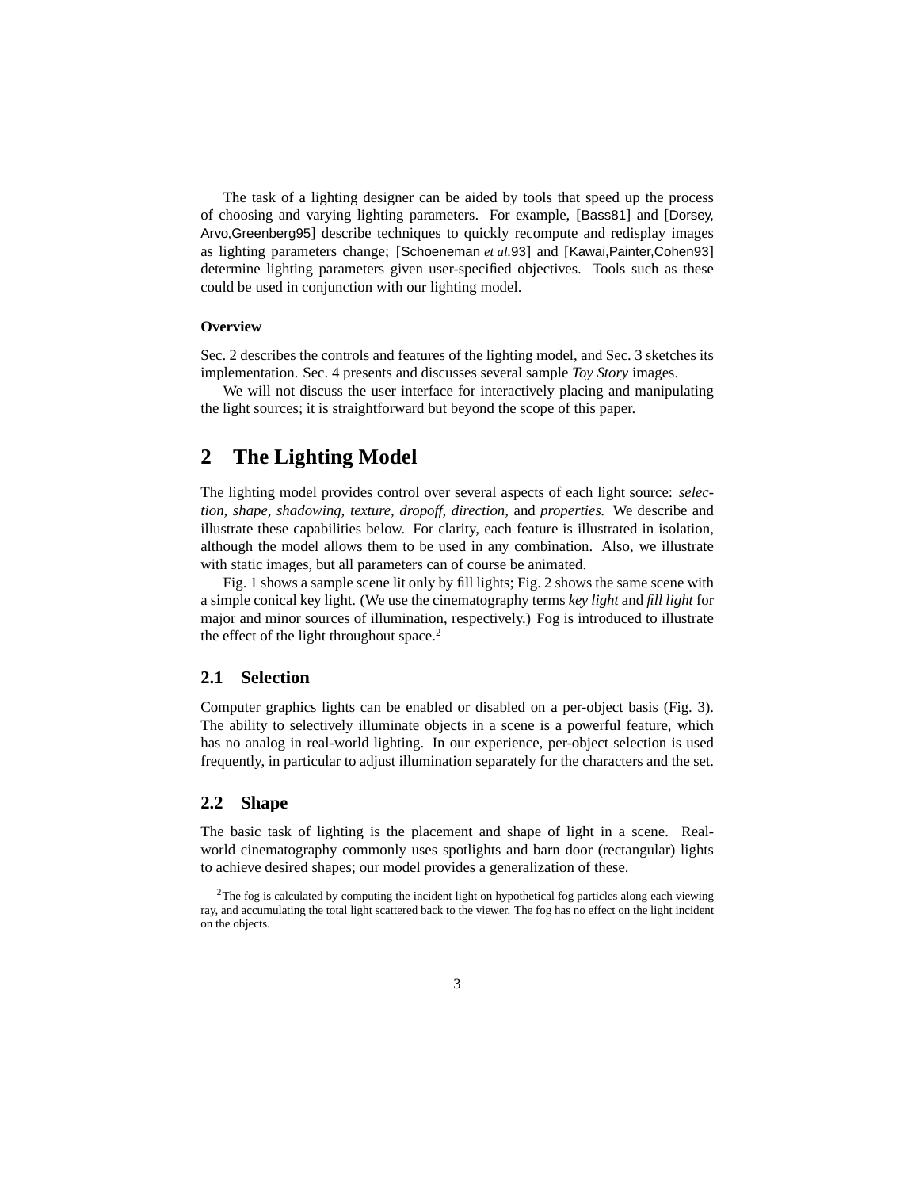The task of a lighting designer can be aided by tools that speed up the process of choosing and varying lighting parameters. For example, [Bass81] and [Dorsey, Arvo,Greenberg95] describe techniques to quickly recompute and redisplay images as lighting parameters change; [Schoeneman *et al.*93] and [Kawai,Painter,Cohen93] determine lighting parameters given user-specified objectives. Tools such as these could be used in conjunction with our lighting model.

**Overview**

Sec. 2 describes the controls and features of the lighting model, and Sec. 3 sketches its implementation. Sec. 4 presents and discusses several sample *Toy Story* images.

We will not discuss the user interface for interactively placing and manipulating the light sources; it is straightforward but beyond the scope of this paper.

## 2 The Lighting Model

The lighting model provides control over several aspects of each light source: *selection, shape, shadowing, texture, dropoff, direction,* and *properties.* We describe and illustrate these capabilities below. For clarity, each feature is illustrated in isolation, although the model allows them to be used in any combination. Also, we illustrate with static images, but all parameters can of course be animated.

Fig. 1 shows a sample scene lit only by fill lights; Fig. 2 shows the same scene with a simple conical key light. (We use the cinematography terms *key light* and *fill light* for major and minor sources of illumination, respectively.) Fog is introduced to illustrate the effect of the light throughout space.[2]

### 2.1 Selection

Computer graphics lights can be enabled or disabled on a per-object basis (Fig. 3). The ability to selectively illuminate objects in a scene is a powerful feature, which has no analog in real-world lighting. In our experience, per-object selection is used frequently, in particular to adjust illumination separately for the characters and the set.

### 2.2 Shape

The basic task of lighting is the placement and shape of light in a scene. Real-world cinematography commonly uses spotlights and barn door (rectangular) lights to achieve desired shapes; our model provides a generalization of these.

[2] The fog is calculated by computing the incident light on hypothetical fog particles along each viewing ray, and accumulating the total light scattered back to the viewer. The fog has no effect on the light incident on the objects.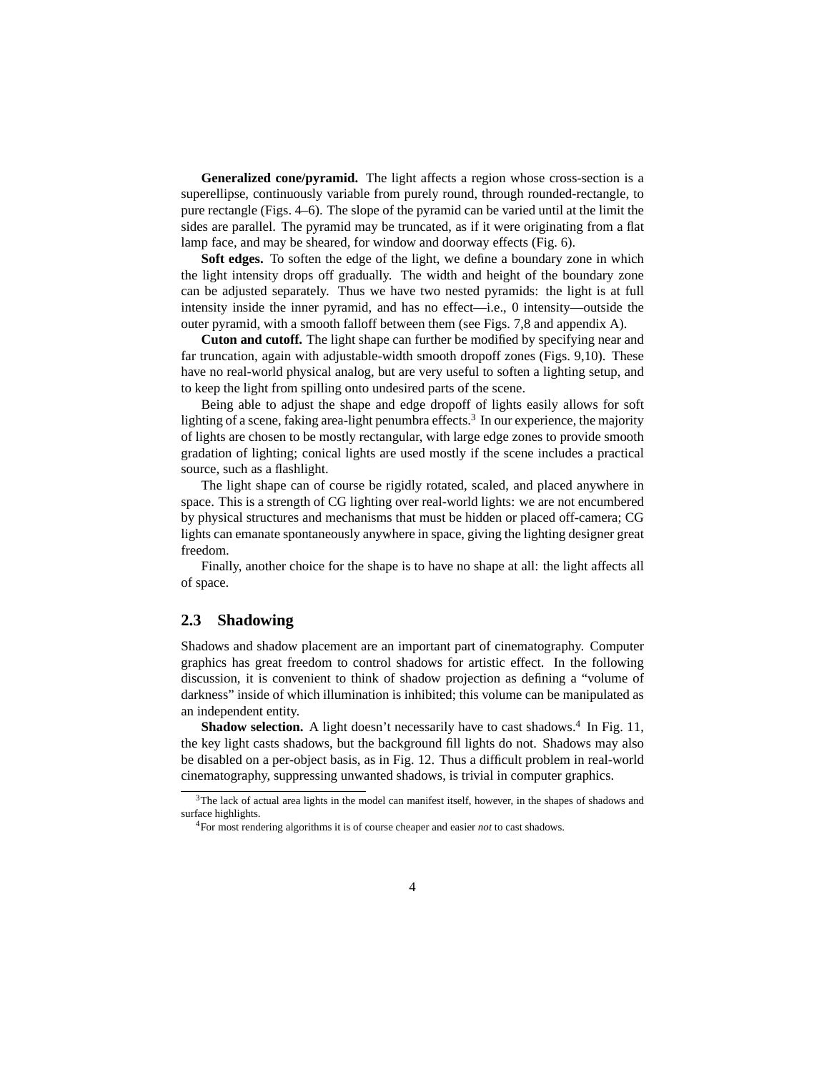**Generalized cone/pyramid.** The light affects a region whose cross-section is a superellipse, continuously variable from purely round, through rounded-rectangle, to pure rectangle (Figs. 4–6). The slope of the pyramid can be varied until at the limit the sides are parallel. The pyramid may be truncated, as if it were originating from a flat lamp face, and may be sheared, for window and doorway effects (Fig. 6).

**Soft edges.** To soften the edge of the light, we define a boundary zone in which the light intensity drops off gradually. The width and height of the boundary zone can be adjusted separately. Thus we have two nested pyramids: the light is at full intensity inside the inner pyramid, and has no effect—i.e., 0 intensity—outside the outer pyramid, with a smooth falloff between them (see Figs. 7,8 and appendix A).

**Cuton and cutoff.** The light shape can further be modified by specifying near and far truncation, again with adjustable-width smooth dropoff zones (Figs. 9,10). These have no real-world physical analog, but are very useful to soften a lighting setup, and to keep the light from spilling onto undesired parts of the scene.

Being able to adjust the shape and edge dropoff of lights easily allows for soft lighting of a scene, faking area-light penumbra effects.[3] In our experience, the majority of lights are chosen to be mostly rectangular, with large edge zones to provide smooth gradation of lighting; conical lights are used mostly if the scene includes a practical source, such as a flashlight.

The light shape can of course be rigidly rotated, scaled, and placed anywhere in space. This is a strength of CG lighting over real-world lights: we are not encumbered by physical structures and mechanisms that must be hidden or placed off-camera; CG lights can emanate spontaneously anywhere in space, giving the lighting designer great freedom.

Finally, another choice for the shape is to have no shape at all: the light affects all of space.

## 2.3 Shadowing

Shadows and shadow placement are an important part of cinematography. Computer graphics has great freedom to control shadows for artistic effect. In the following discussion, it is convenient to think of shadow projection as defining a "volume of darkness" inside of which illumination is inhibited; this volume can be manipulated as an independent entity.

**Shadow selection.** A light doesn't necessarily have to cast shadows.[4] In Fig. 11, the key light casts shadows, but the background fill lights do not. Shadows may also be disabled on a per-object basis, as in Fig. 12. Thus a difficult problem in real-world cinematography, suppressing unwanted shadows, is trivial in computer graphics.

---

[3] The lack of actual area lights in the model can manifest itself, however, in the shapes of shadows and surface highlights.

[4] For most rendering algorithms it is of course cheaper and easier *not* to cast shadows.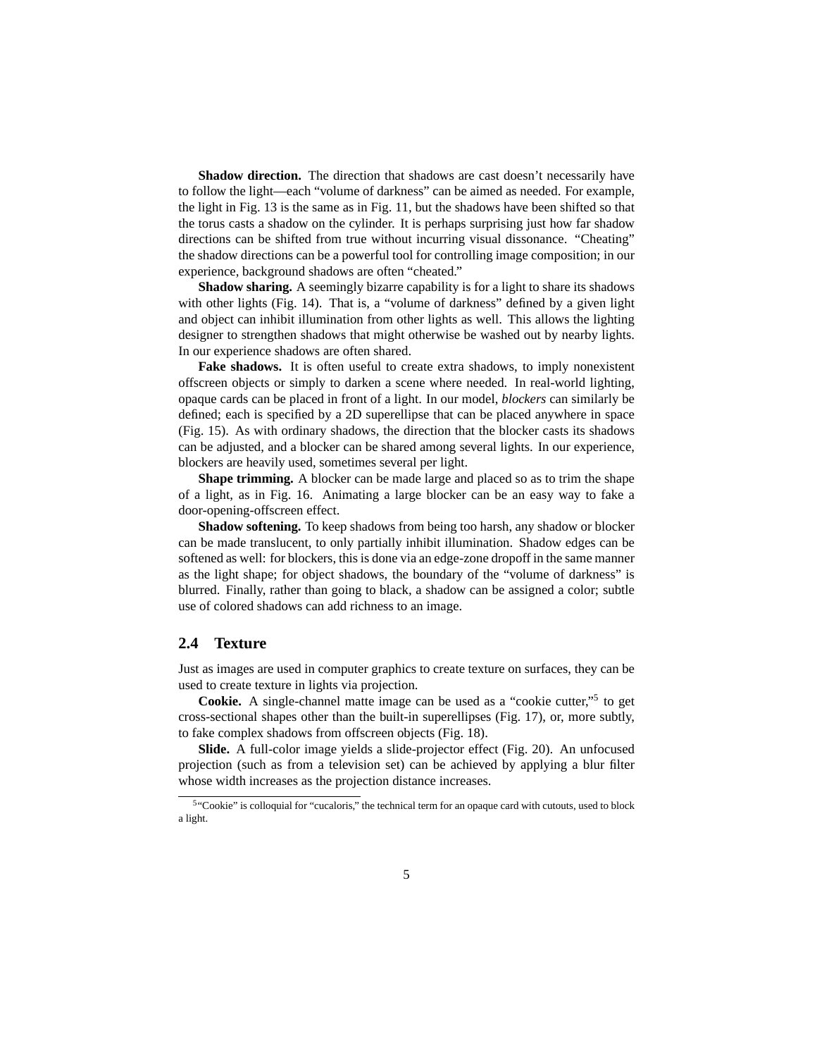**Shadow direction.** The direction that shadows are cast doesn't necessarily have to follow the light—each "volume of darkness" can be aimed as needed. For example, the light in Fig. 13 is the same as in Fig. 11, but the shadows have been shifted so that the torus casts a shadow on the cylinder. It is perhaps surprising just how far shadow directions can be shifted from true without incurring visual dissonance. "Cheating" the shadow directions can be a powerful tool for controlling image composition; in our experience, background shadows are often "cheated."

**Shadow sharing.** A seemingly bizarre capability is for a light to share its shadows with other lights (Fig. 14). That is, a "volume of darkness" defined by a given light and object can inhibit illumination from other lights as well. This allows the lighting designer to strengthen shadows that might otherwise be washed out by nearby lights. In our experience shadows are often shared.

**Fake shadows.** It is often useful to create extra shadows, to imply nonexistent offscreen objects or simply to darken a scene where needed. In real-world lighting, opaque cards can be placed in front of a light. In our model, *blockers* can similarly be defined; each is specified by a 2D superellipse that can be placed anywhere in space (Fig. 15). As with ordinary shadows, the direction that the blocker casts its shadows can be adjusted, and a blocker can be shared among several lights. In our experience, blockers are heavily used, sometimes several per light.

**Shape trimming.** A blocker can be made large and placed so as to trim the shape of a light, as in Fig. 16. Animating a large blocker can be an easy way to fake a door-opening-offscreen effect.

**Shadow softening.** To keep shadows from being too harsh, any shadow or blocker can be made translucent, to only partially inhibit illumination. Shadow edges can be softened as well: for blockers, this is done via an edge-zone dropoff in the same manner as the light shape; for object shadows, the boundary of the "volume of darkness" is blurred. Finally, rather than going to black, a shadow can be assigned a color; subtle use of colored shadows can add richness to an image.

## 2.4 Texture

Just as images are used in computer graphics to create texture on surfaces, they can be used to create texture in lights via projection.

**Cookie.** A single-channel matte image can be used as a "cookie cutter,"[5] to get cross-sectional shapes other than the built-in superellipses (Fig. 17), or, more subtly, to fake complex shadows from offscreen objects (Fig. 18).

**Slide.** A full-color image yields a slide-projector effect (Fig. 20). An unfocused projection (such as from a television set) can be achieved by applying a blur filter whose width increases as the projection distance increases.

[5] "Cookie" is colloquial for "cucaloris," the technical term for an opaque card with cutouts, used to block a light.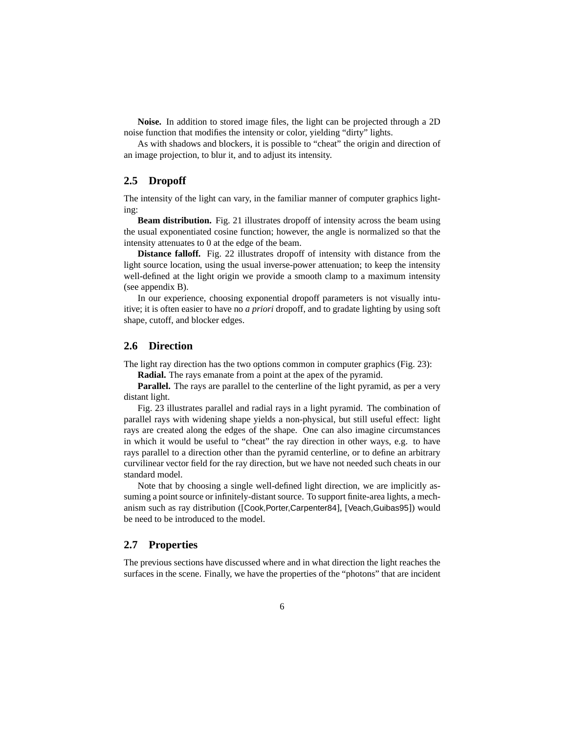**Noise.** In addition to stored image files, the light can be projected through a 2D noise function that modifies the intensity or color, yielding "dirty" lights.

As with shadows and blockers, it is possible to "cheat" the origin and direction of an image projection, to blur it, and to adjust its intensity.

## 2.5 Dropoff

The intensity of the light can vary, in the familiar manner of computer graphics lighting:

**Beam distribution.** Fig. 21 illustrates dropoff of intensity across the beam using the usual exponentiated cosine function; however, the angle is normalized so that the intensity attenuates to 0 at the edge of the beam.

**Distance falloff.** Fig. 22 illustrates dropoff of intensity with distance from the light source location, using the usual inverse-power attenuation; to keep the intensity well-defined at the light origin we provide a smooth clamp to a maximum intensity (see appendix B).

In our experience, choosing exponential dropoff parameters is not visually intuitive; it is often easier to have no *a priori* dropoff, and to gradate lighting by using soft shape, cutoff, and blocker edges.

## 2.6 Direction

The light ray direction has the two options common in computer graphics (Fig. 23):

**Radial.** The rays emanate from a point at the apex of the pyramid.

**Parallel.** The rays are parallel to the centerline of the light pyramid, as per a very distant light.

Fig. 23 illustrates parallel and radial rays in a light pyramid. The combination of parallel rays with widening shape yields a non-physical, but still useful effect: light rays are created along the edges of the shape. One can also imagine circumstances in which it would be useful to "cheat" the ray direction in other ways, e.g. to have rays parallel to a direction other than the pyramid centerline, or to define an arbitrary curvilinear vector field for the ray direction, but we have not needed such cheats in our standard model.

Note that by choosing a single well-defined light direction, we are implicitly assuming a point source or infinitely-distant source. To support finite-area lights, a mechanism such as ray distribution ([Cook,Porter,Carpenter84], [Veach,Guibas95]) would be need to be introduced to the model.

## 2.7 Properties

The previous sections have discussed where and in what direction the light reaches the surfaces in the scene. Finally, we have the properties of the "photons" that are incident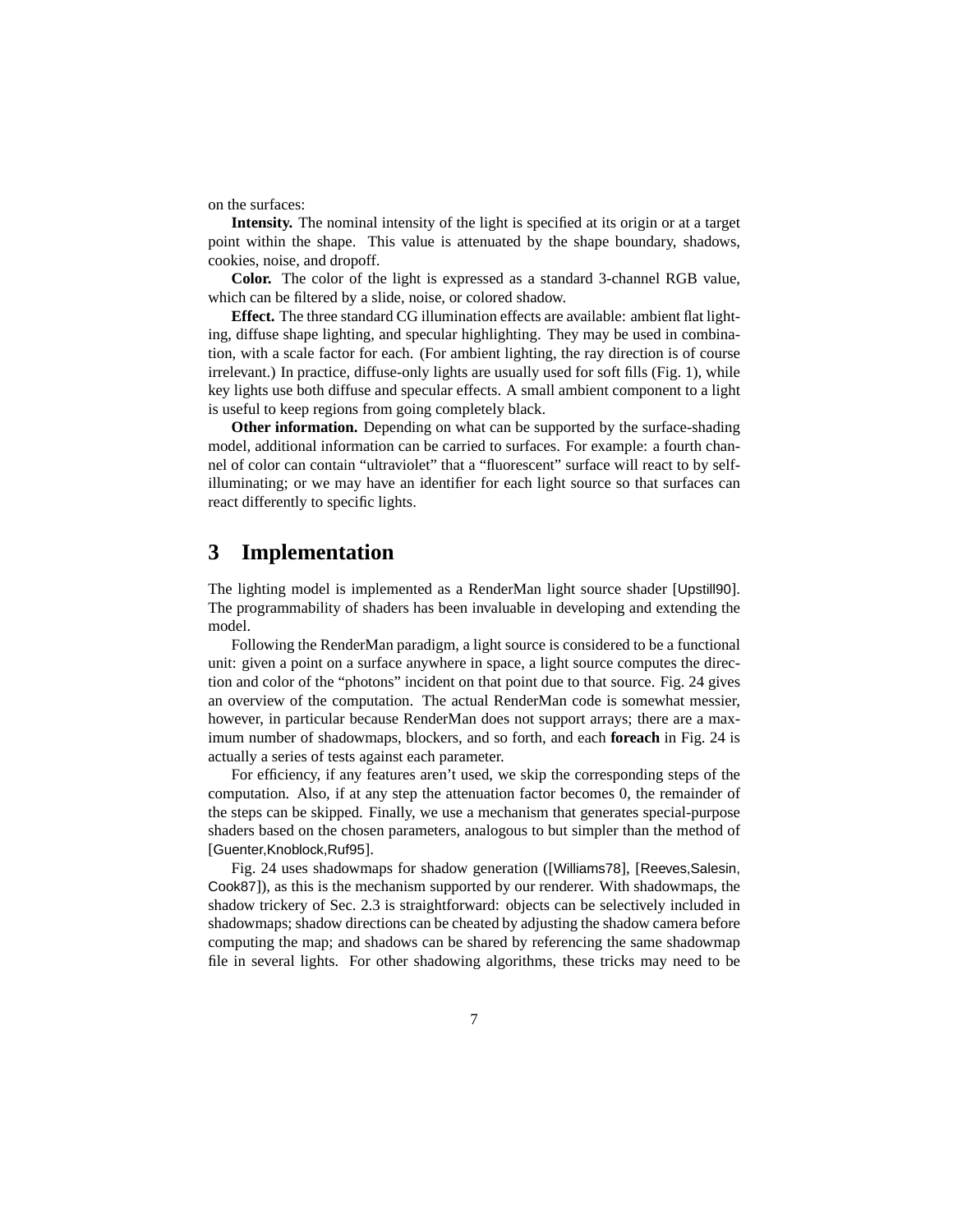on the surfaces:

**Intensity.** The nominal intensity of the light is specified at its origin or at a target point within the shape. This value is attenuated by the shape boundary, shadows, cookies, noise, and dropoff.

**Color.** The color of the light is expressed as a standard 3-channel RGB value, which can be filtered by a slide, noise, or colored shadow.

**Effect.** The three standard CG illumination effects are available: ambient flat lighting, diffuse shape lighting, and specular highlighting. They may be used in combination, with a scale factor for each. (For ambient lighting, the ray direction is of course irrelevant.) In practice, diffuse-only lights are usually used for soft fills (Fig. 1), while key lights use both diffuse and specular effects. A small ambient component to a light is useful to keep regions from going completely black.

**Other information.** Depending on what can be supported by the surface-shading model, additional information can be carried to surfaces. For example: a fourth channel of color can contain "ultraviolet" that a "fluorescent" surface will react to by self-illuminating; or we may have an identifier for each light source so that surfaces can react differently to specific lights.

# 3 Implementation

The lighting model is implemented as a RenderMan light source shader [Upstill90]. The programmability of shaders has been invaluable in developing and extending the model.

Following the RenderMan paradigm, a light source is considered to be a functional unit: given a point on a surface anywhere in space, a light source computes the direction and color of the "photons" incident on that point due to that source. Fig. 24 gives an overview of the computation. The actual RenderMan code is somewhat messier, however, in particular because RenderMan does not support arrays; there are a maximum number of shadowmaps, blockers, and so forth, and each **foreach** in Fig. 24 is actually a series of tests against each parameter.

For efficiency, if any features aren't used, we skip the corresponding steps of the computation. Also, if at any step the attenuation factor becomes 0, the remainder of the steps can be skipped. Finally, we use a mechanism that generates special-purpose shaders based on the chosen parameters, analogous to but simpler than the method of [Guenter,Knoblock,Ruf95].

Fig. 24 uses shadowmaps for shadow generation ([Williams78], [Reeves,Salesin, Cook87]), as this is the mechanism supported by our renderer. With shadowmaps, the shadow trickery of Sec. 2.3 is straightforward: objects can be selectively included in shadowmaps; shadow directions can be cheated by adjusting the shadow camera before computing the map; and shadows can be shared by referencing the same shadowmap file in several lights. For other shadowing algorithms, these tricks may need to be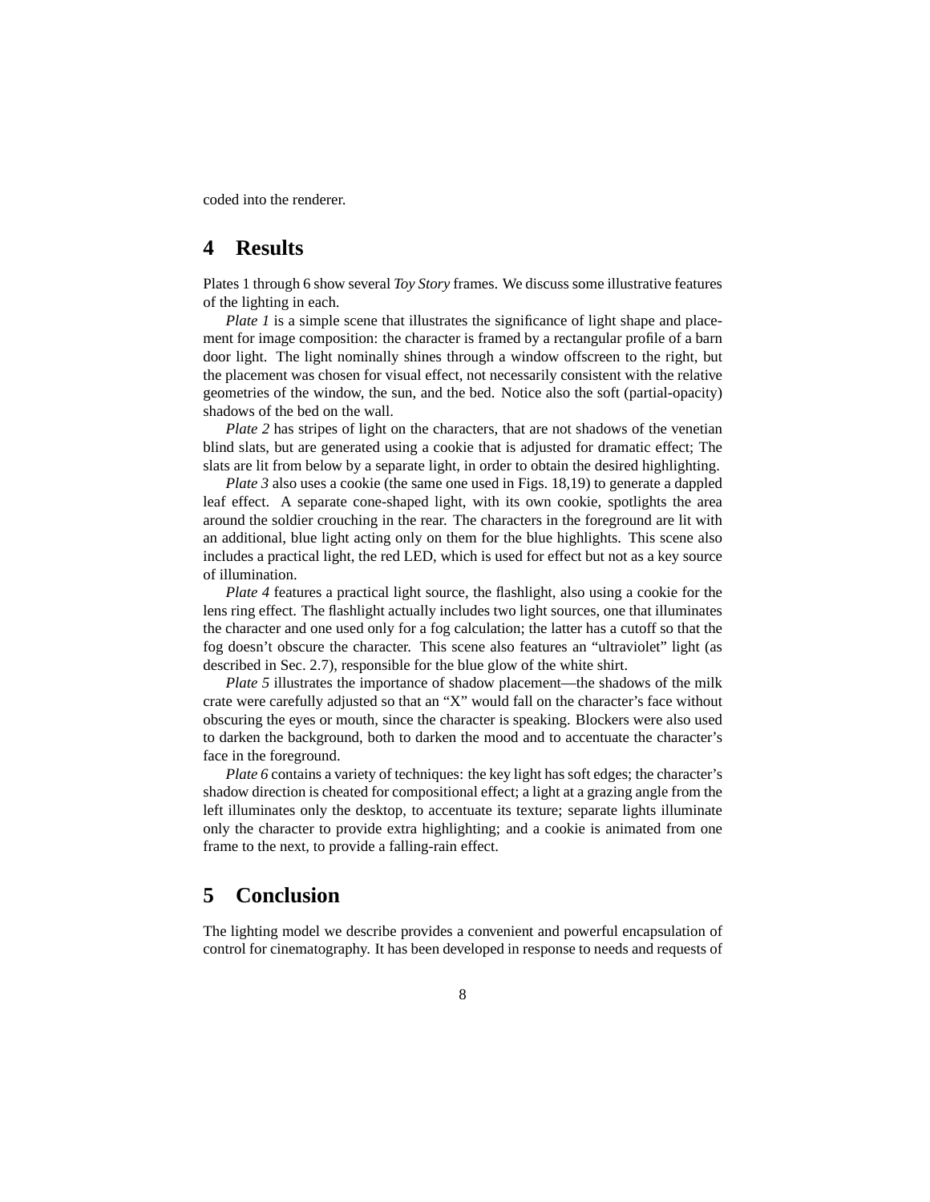coded into the renderer.

## 4 Results

Plates 1 through 6 show several *Toy Story* frames. We discuss some illustrative features of the lighting in each.

*Plate 1* is a simple scene that illustrates the significance of light shape and placement for image composition: the character is framed by a rectangular profile of a barn door light. The light nominally shines through a window offscreen to the right, but the placement was chosen for visual effect, not necessarily consistent with the relative geometries of the window, the sun, and the bed. Notice also the soft (partial-opacity) shadows of the bed on the wall.

*Plate 2* has stripes of light on the characters, that are not shadows of the venetian blind slats, but are generated using a cookie that is adjusted for dramatic effect; The slats are lit from below by a separate light, in order to obtain the desired highlighting.

*Plate 3* also uses a cookie (the same one used in Figs. 18,19) to generate a dappled leaf effect. A separate cone-shaped light, with its own cookie, spotlights the area around the soldier crouching in the rear. The characters in the foreground are lit with an additional, blue light acting only on them for the blue highlights. This scene also includes a practical light, the red LED, which is used for effect but not as a key source of illumination.

*Plate 4* features a practical light source, the flashlight, also using a cookie for the lens ring effect. The flashlight actually includes two light sources, one that illuminates the character and one used only for a fog calculation; the latter has a cutoff so that the fog doesn't obscure the character. This scene also features an "ultraviolet" light (as described in Sec. 2.7), responsible for the blue glow of the white shirt.

*Plate 5* illustrates the importance of shadow placement—the shadows of the milk crate were carefully adjusted so that an "X" would fall on the character's face without obscuring the eyes or mouth, since the character is speaking. Blockers were also used to darken the background, both to darken the mood and to accentuate the character's face in the foreground.

*Plate 6* contains a variety of techniques: the key light has soft edges; the character's shadow direction is cheated for compositional effect; a light at a grazing angle from the left illuminates only the desktop, to accentuate its texture; separate lights illuminate only the character to provide extra highlighting; and a cookie is animated from one frame to the next, to provide a falling-rain effect.

## 5 Conclusion

The lighting model we describe provides a convenient and powerful encapsulation of control for cinematography. It has been developed in response to needs and requests of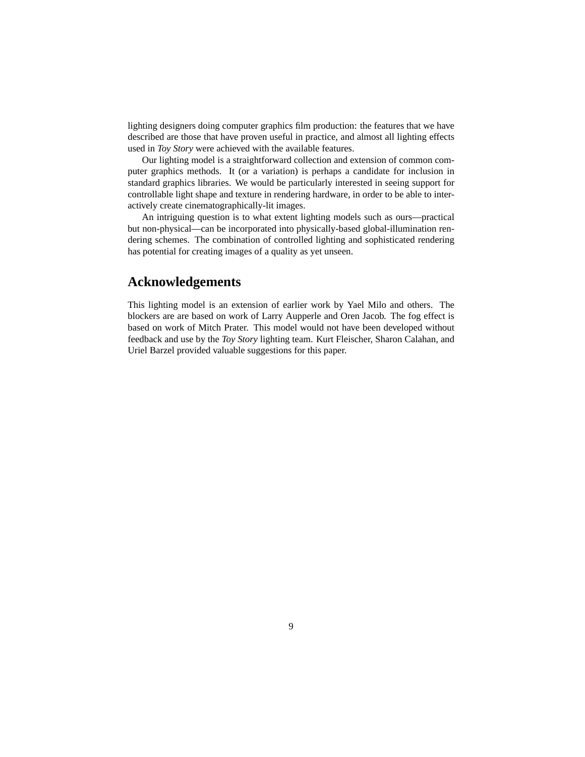lighting designers doing computer graphics film production: the features that we have described are those that have proven useful in practice, and almost all lighting effects used in *Toy Story* were achieved with the available features.

Our lighting model is a straightforward collection and extension of common computer graphics methods. It (or a variation) is perhaps a candidate for inclusion in standard graphics libraries. We would be particularly interested in seeing support for controllable light shape and texture in rendering hardware, in order to be able to interactively create cinematographically-lit images.

An intriguing question is to what extent lighting models such as ours—practical but non-physical—can be incorporated into physically-based global-illumination rendering schemes. The combination of controlled lighting and sophisticated rendering has potential for creating images of a quality as yet unseen.

## Acknowledgements

This lighting model is an extension of earlier work by Yael Milo and others. The blockers are are based on work of Larry Aupperle and Oren Jacob. The fog effect is based on work of Mitch Prater. This model would not have been developed without feedback and use by the *Toy Story* lighting team. Kurt Fleischer, Sharon Calahan, and Uriel Barzel provided valuable suggestions for this paper.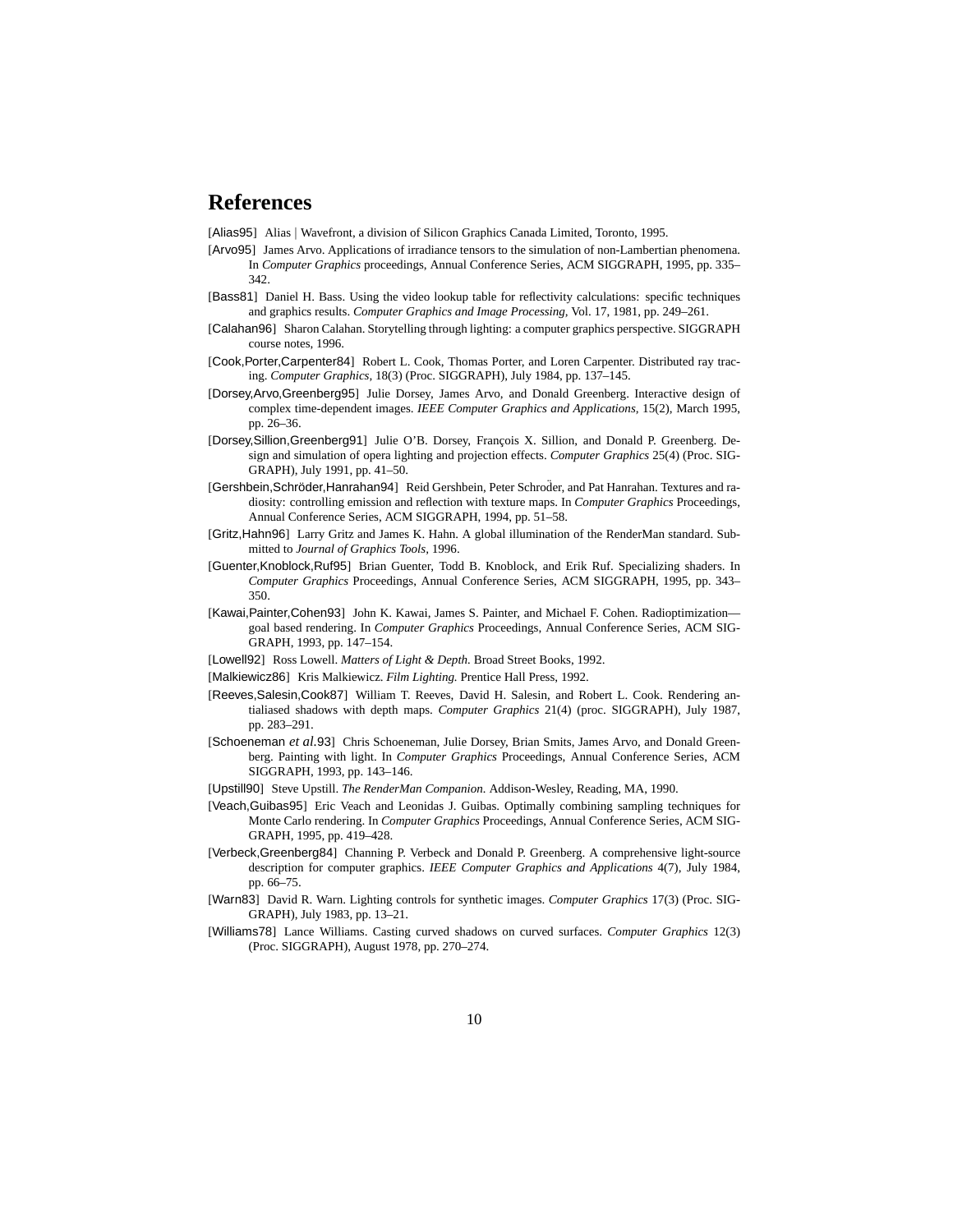# References

[Alias95] Alias | Wavefront, a division of Silicon Graphics Canada Limited, Toronto, 1995.

[Arvo95] James Arvo. Applications of irradiance tensors to the simulation of non-Lambertian phenomena. In *Computer Graphics* proceedings, Annual Conference Series, ACM SIGGRAPH, 1995, pp. 335–342.

[Bass81] Daniel H. Bass. Using the video lookup table for reflectivity calculations: specific techniques and graphics results. *Computer Graphics and Image Processing*, Vol. 17, 1981, pp. 249–261.

[Calahan96] Sharon Calahan. Storytelling through lighting: a computer graphics perspective. SIGGRAPH course notes, 1996.

[Cook,Porter,Carpenter84] Robert L. Cook, Thomas Porter, and Loren Carpenter. Distributed ray tracing. *Computer Graphics*, 18(3) (Proc. SIGGRAPH), July 1984, pp. 137–145.

[Dorsey,Arvo,Greenberg95] Julie Dorsey, James Arvo, and Donald Greenberg. Interactive design of complex time-dependent images. *IEEE Computer Graphics and Applications*, 15(2), March 1995, pp. 26–36.

[Dorsey,Sillion,Greenberg91] Julie O'B. Dorsey, François X. Sillion, and Donald P. Greenberg. Design and simulation of opera lighting and projection effects. *Computer Graphics* 25(4) (Proc. SIGGRAPH), July 1991, pp. 41–50.

[Gershbein,Schröder,Hanrahan94] Reid Gershbein, Peter Schröder, and Pat Hanrahan. Textures and radiosity: controlling emission and reflection with texture maps. In *Computer Graphics* Proceedings, Annual Conference Series, ACM SIGGRAPH, 1994, pp. 51–58.

[Gritz,Hahn96] Larry Gritz and James K. Hahn. A global illumination of the RenderMan standard. Submitted to *Journal of Graphics Tools*, 1996.

[Guenter,Knoblock,Ruf95] Brian Guenter, Todd B. Knoblock, and Erik Ruf. Specializing shaders. In *Computer Graphics* Proceedings, Annual Conference Series, ACM SIGGRAPH, 1995, pp. 343–350.

[Kawai,Painter,Cohen93] John K. Kawai, James S. Painter, and Michael F. Cohen. Radioptimization—goal based rendering. In *Computer Graphics* Proceedings, Annual Conference Series, ACM SIGGRAPH, 1993, pp. 147–154.

[Lowell92] Ross Lowell. *Matters of Light & Depth*. Broad Street Books, 1992.

[Malkiewicz86] Kris Malkiewicz. *Film Lighting*. Prentice Hall Press, 1992.

[Reeves,Salesin,Cook87] William T. Reeves, David H. Salesin, and Robert L. Cook. Rendering antialiased shadows with depth maps. *Computer Graphics* 21(4) (proc. SIGGRAPH), July 1987, pp. 283–291.

[Schoeneman *et al.*93] Chris Schoeneman, Julie Dorsey, Brian Smits, James Arvo, and Donald Greenberg. Painting with light. In *Computer Graphics* Proceedings, Annual Conference Series, ACM SIGGRAPH, 1993, pp. 143–146.

[Upstill90] Steve Upstill. *The RenderMan Companion*. Addison-Wesley, Reading, MA, 1990.

[Veach,Guibas95] Eric Veach and Leonidas J. Guibas. Optimally combining sampling techniques for Monte Carlo rendering. In *Computer Graphics* Proceedings, Annual Conference Series, ACM SIGGRAPH, 1995, pp. 419–428.

[Verbeck,Greenberg84] Channing P. Verbeck and Donald P. Greenberg. A comprehensive light-source description for computer graphics. *IEEE Computer Graphics and Applications* 4(7), July 1984, pp. 66–75.

[Warn83] David R. Warn. Lighting controls for synthetic images. *Computer Graphics* 17(3) (Proc. SIGGRAPH), July 1983, pp. 13–21.

[Williams78] Lance Williams. Casting curved shadows on curved surfaces. *Computer Graphics* 12(3) (Proc. SIGGRAPH), August 1978, pp. 270–274.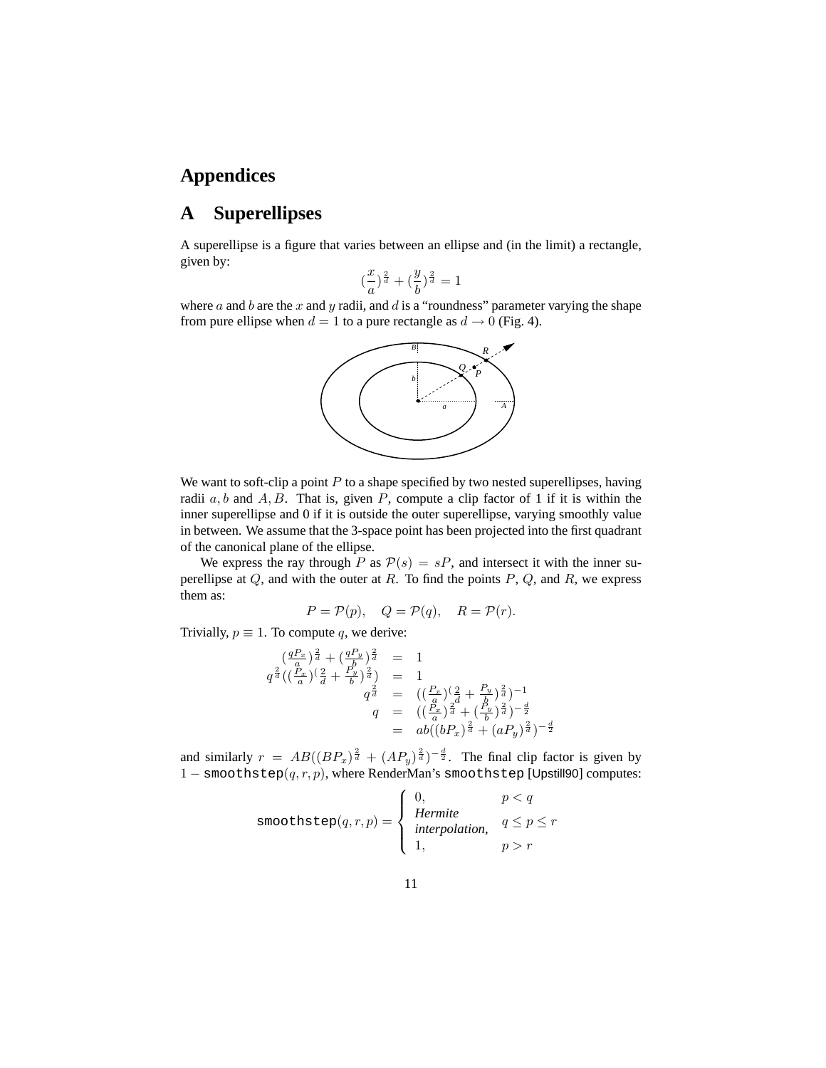# Appendices

# A Superellipses

A superellipse is a figure that varies between an ellipse and (in the limit) a rectangle, given by:

$$(\frac{x}{a})^{\frac{2}{d}} + (\frac{y}{b})^{\frac{2}{d}} = 1$$

where $a$ and $b$ are the $x$ and $y$ radii, and $d$ is a "roundness" parameter varying the shape from pure ellipse when $d = 1$ to a pure rectangle as $d \to 0$ (Fig. 4).

We want to soft-clip a point $P$ to a shape specified by two nested superellipses, having radii $a, b$ and $A, B$. That is, given $P$, compute a clip factor of 1 if it is within the inner superellipse and 0 if it is outside the outer superellipse, varying smoothly value in between. We assume that the 3-space point has been projected into the first quadrant of the canonical plane of the ellipse.

We express the ray through $P$ as $\mathcal{P}(s) = sP$, and intersect it with the inner superellipse at $Q$, and with the outer at $R$. To find the points $P$, $Q$, and $R$, we express them as:

$$P = \mathcal{P}(p), \quad Q = \mathcal{P}(q), \quad R = \mathcal{P}(r).$$

Trivially, $p \equiv 1$. To compute $q$, we derive:

$$\begin{aligned}
(\tfrac{qP_x}{a})^{\frac{2}{d}} + (\tfrac{qP_y}{b})^{\frac{2}{d}} &= 1 \\
q^{\frac{2}{d}}((\tfrac{P_x}{a})^{(\frac{2}{d}} + \tfrac{P_y}{b})^{\frac{2}{d}}) &= 1 \\
q^{\frac{2}{d}} &= ((\tfrac{P_x}{a})^{(\frac{2}{d}} + \tfrac{P_y}{b})^{\frac{2}{d}})^{-1} \\
q &= ((\tfrac{P_x}{a})^{\frac{2}{d}} + (\tfrac{P_y}{b})^{\frac{2}{d}})^{-\frac{d}{2}} \\
&= ab((bP_x)^{\frac{2}{d}} + (aP_y)^{\frac{2}{d}})^{-\frac{d}{2}}
\end{aligned}$$

and similarly $r = AB((BP_x)^{\frac{2}{d}} + (AP_y)^{\frac{2}{d}})^{-\frac{d}{2}}$. The final clip factor is given by $1 - \texttt{smoothstep}(q, r, p)$, where RenderMan's `smoothstep` [Upstill90] computes:

$$\texttt{smoothstep}(q, r, p) = \begin{cases} 0, & p < q \\ \textit{Hermite interpolation}, & q \le p \le r \\ 1, & p > r \end{cases}$$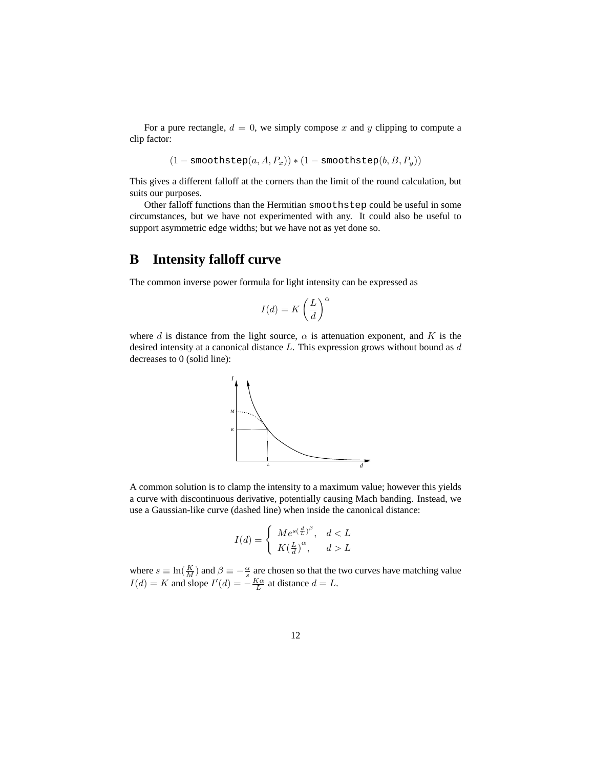For a pure rectangle, $d = 0$, we simply compose $x$ and $y$ clipping to compute a clip factor:

$$(1 - \texttt{smoothstep}(a, A, P_x)) * (1 - \texttt{smoothstep}(b, B, P_y))$$

This gives a different falloff at the corners than the limit of the round calculation, but suits our purposes.

Other falloff functions than the Hermitian `smoothstep` could be useful in some circumstances, but we have not experimented with any. It could also be useful to support asymmetric edge widths; but we have not as yet done so.

# B Intensity falloff curve

The common inverse power formula for light intensity can be expressed as

$$I(d) = K \left( \frac{L}{d} \right)^{\alpha}$$

where $d$ is distance from the light source, $\alpha$ is attenuation exponent, and $K$ is the desired intensity at a canonical distance $L$. This expression grows without bound as $d$ decreases to 0 (solid line):

A common solution is to clamp the intensity to a maximum value; however this yields a curve with discontinuous derivative, potentially causing Mach banding. Instead, we use a Gaussian-like curve (dashed line) when inside the canonical distance:

$$I(d) = \begin{cases} Me^{s(\frac{d}{L})^{\beta}}, & d < L \\ K(\frac{L}{d})^{\alpha}, & d > L \end{cases}$$

where $s \equiv \ln(\frac{K}{M})$ and $\beta \equiv -\frac{\alpha}{s}$ are chosen so that the two curves have matching value $I(d) = K$ and slope $I'(d) = -\frac{K\alpha}{L}$ at distance $d = L$.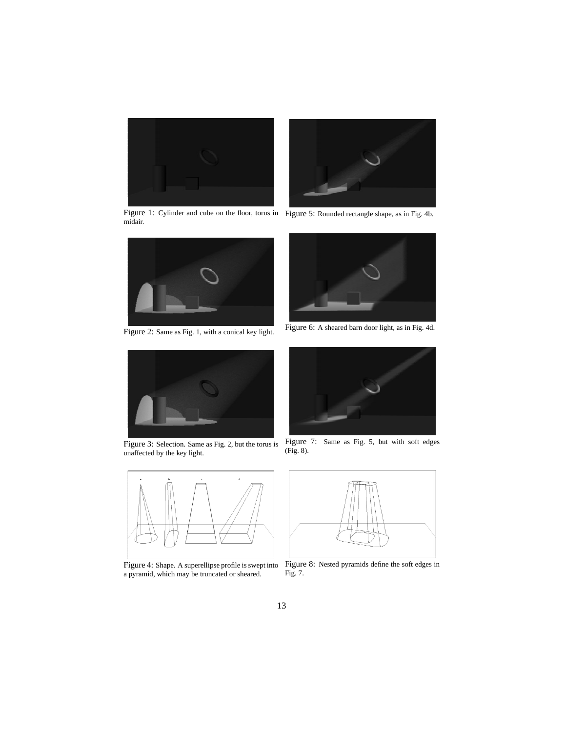Figure 1: Cylinder and cube on the floor, torus in midair.

Figure 5: Rounded rectangle shape, as in Fig. 4b.

Figure 2: Same as Fig. 1, with a conical key light.

Figure 6: A sheared barn door light, as in Fig. 4d.

Figure 3: Selection. Same as Fig. 2, but the torus is unaffected by the key light.

Figure 7: Same as Fig. 5, but with soft edges (Fig. 8).

Figure 4: Shape. A superellipse profile is swept into a pyramid, which may be truncated or sheared.

Figure 8: Nested pyramids define the soft edges in Fig. 7.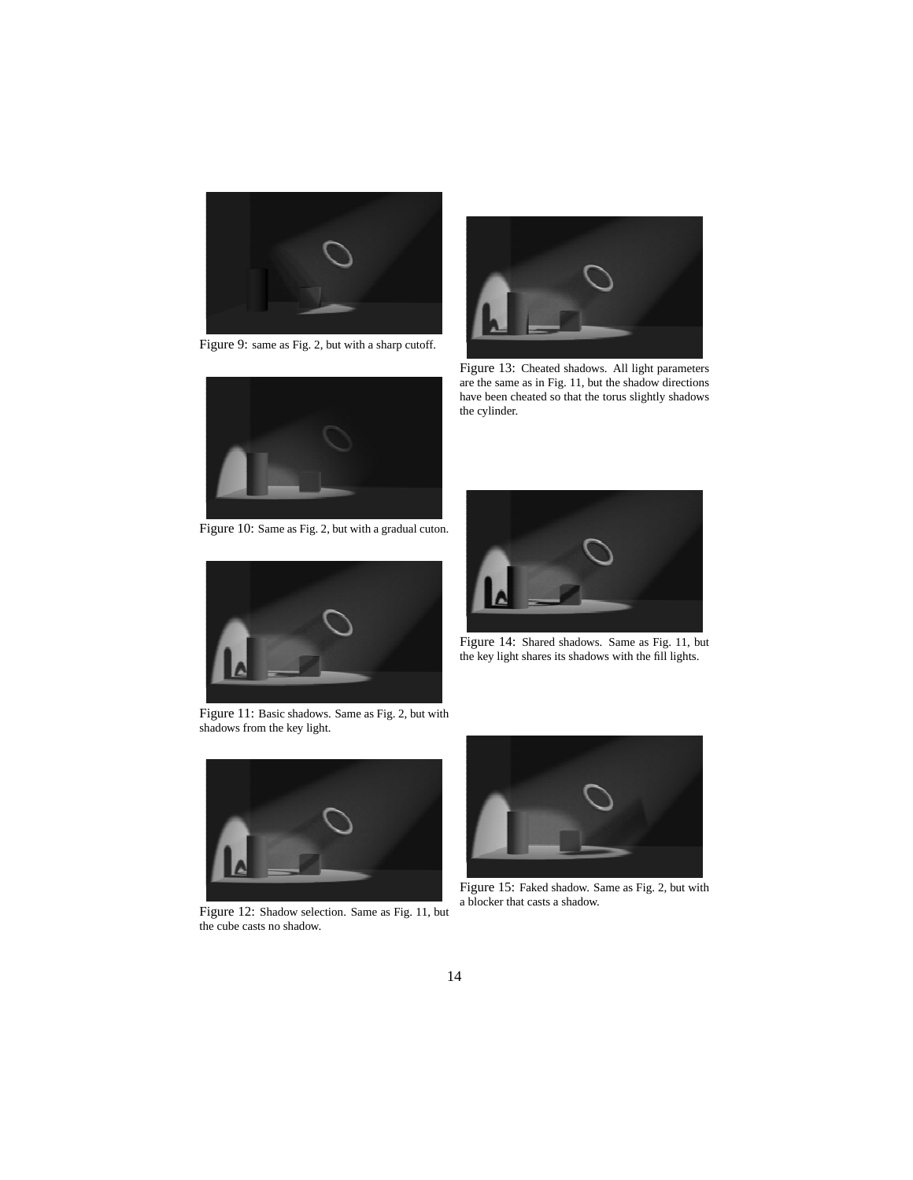Figure 9: same as Fig. 2, but with a sharp cutoff.

Figure 10: Same as Fig. 2, but with a gradual cuton.

Figure 11: Basic shadows. Same as Fig. 2, but with shadows from the key light.

Figure 12: Shadow selection. Same as Fig. 11, but the cube casts no shadow.

Figure 13: Cheated shadows. All light parameters are the same as in Fig. 11, but the shadow directions have been cheated so that the torus slightly shadows the cylinder.

Figure 14: Shared shadows. Same as Fig. 11, but the key light shares its shadows with the fill lights.

Figure 15: Faked shadow. Same as Fig. 2, but with a blocker that casts a shadow.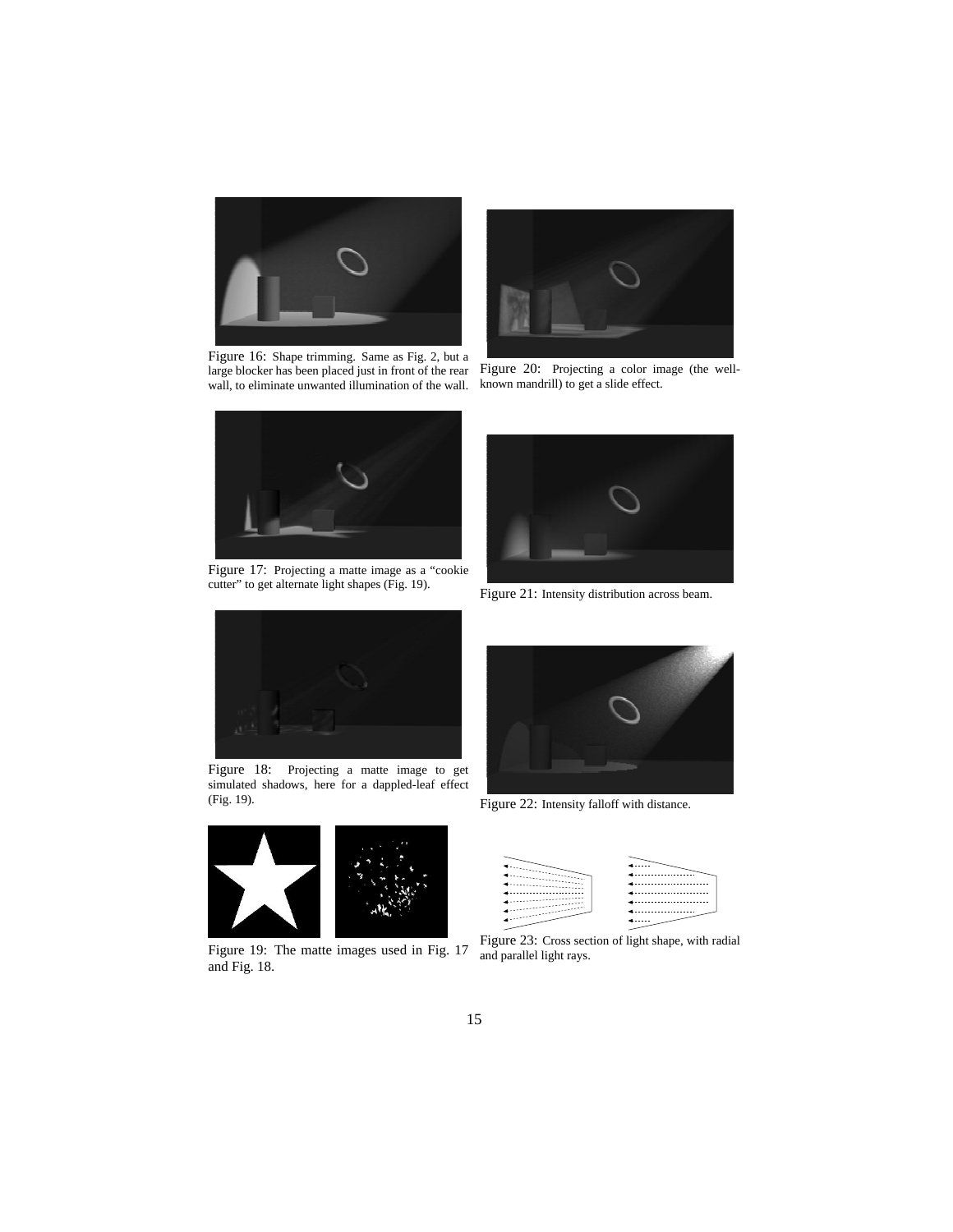Figure 16: Shape trimming. Same as Fig. 2, but a large blocker has been placed just in front of the rear wall, to eliminate unwanted illumination of the wall.

Figure 20: Projecting a color image (the well-known mandrill) to get a slide effect.

Figure 17: Projecting a matte image as a "cookie cutter" to get alternate light shapes (Fig. 19).

Figure 21: Intensity distribution across beam.

Figure 18: Projecting a matte image to get simulated shadows, here for a dappled-leaf effect (Fig. 19).

Figure 22: Intensity falloff with distance.

Figure 19: The matte images used in Fig. 17 and Fig. 18.

Figure 23: Cross section of light shape, with radial and parallel light rays.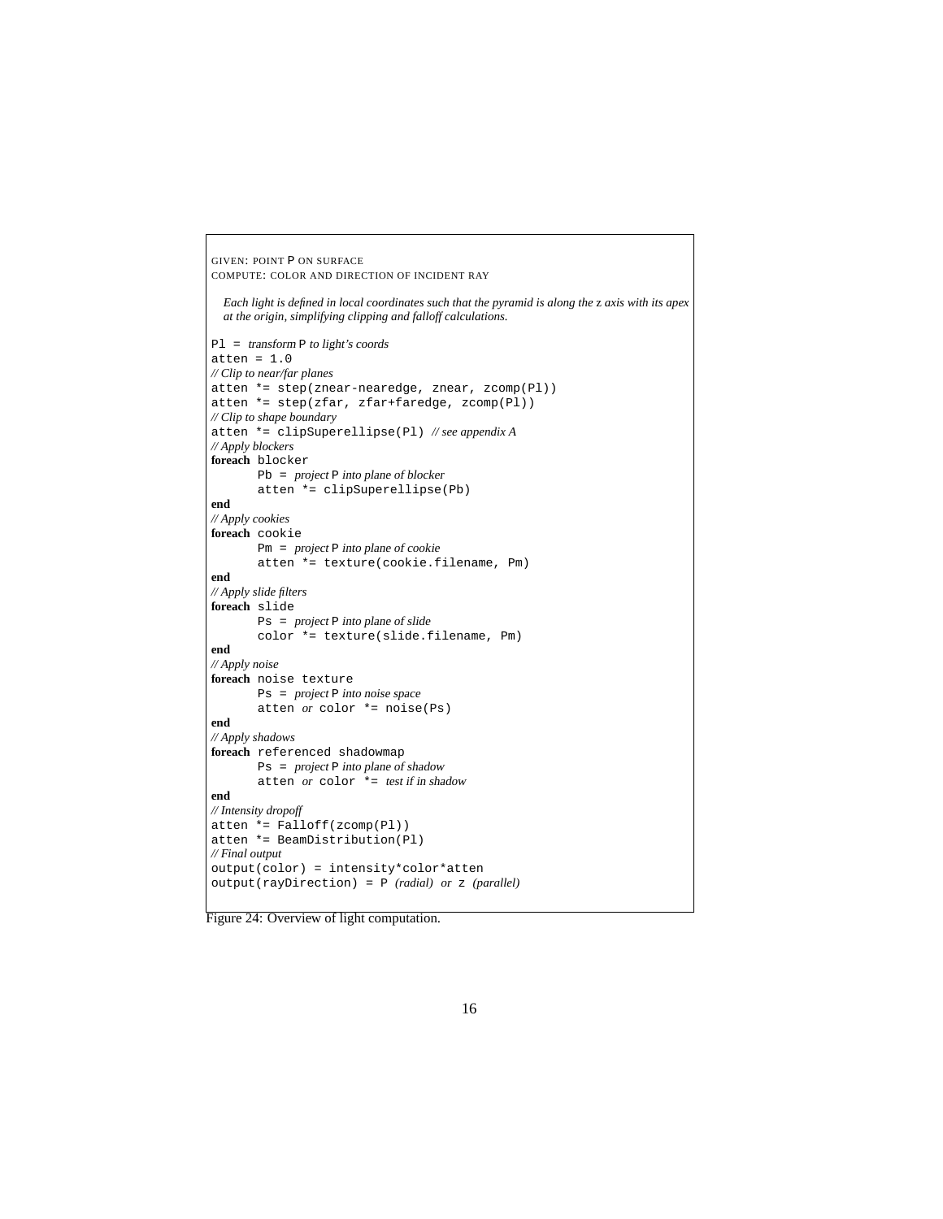GIVEN: POINT P ON SURFACE
COMPUTE: COLOR AND DIRECTION OF INCIDENT RAY

*Each light is defined in local coordinates such that the pyramid is along the z axis with its apex at the origin, simplifying clipping and falloff calculations.*

```
Pl = transform P to light's coords
atten = 1.0
// Clip to near/far planes
atten *= step(znear-nearedge, znear, zcomp(Pl))
atten *= step(zfar, zfar+faredge, zcomp(Pl))
// Clip to shape boundary
atten *= clipSuperellipse(Pl) // see appendix A
// Apply blockers
foreach blocker
       Pb = project P into plane of blocker
       atten *= clipSuperellipse(Pb)
end
// Apply cookies
foreach cookie
       Pm = project P into plane of cookie
       atten *= texture(cookie.filename, Pm)
end
// Apply slide filters
foreach slide
       Ps = project P into plane of slide
       color *= texture(slide.filename, Pm)
end
// Apply noise
foreach noise texture
       Ps = project P into noise space
       atten or color *= noise(Ps)
end
// Apply shadows
foreach referenced shadowmap
       Ps = project P into plane of shadow
       atten or color *= test if in shadow
end
// Intensity dropoff
atten *= Falloff(zcomp(Pl))
atten *= BeamDistribution(Pl)
// Final output
output(color) = intensity*color*atten
output(rayDirection) = P (radial) or z (parallel)
```

Figure 24: Overview of light computation.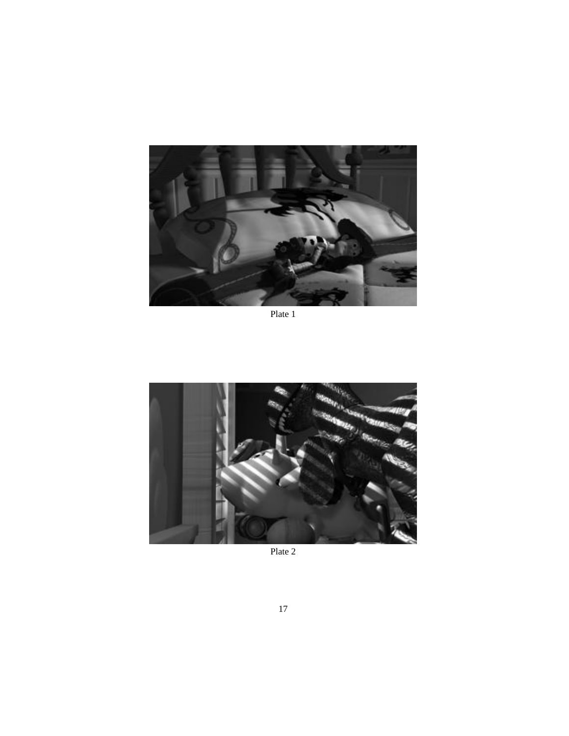Plate 1

Plate 2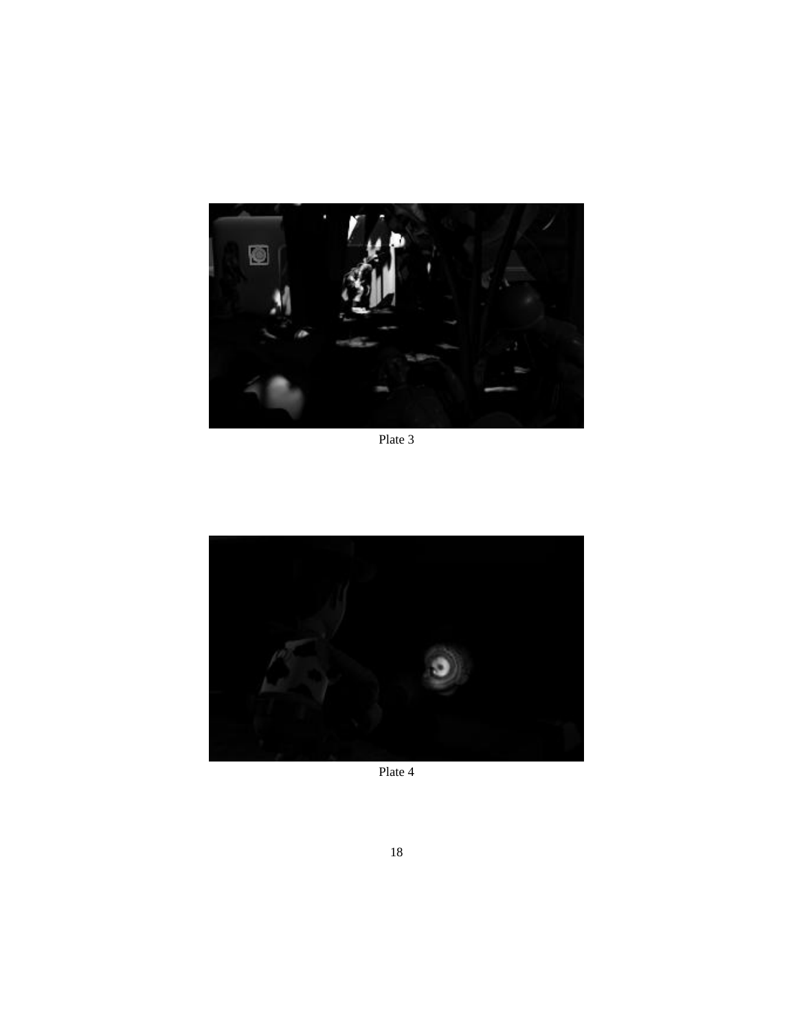Plate 3

Plate 4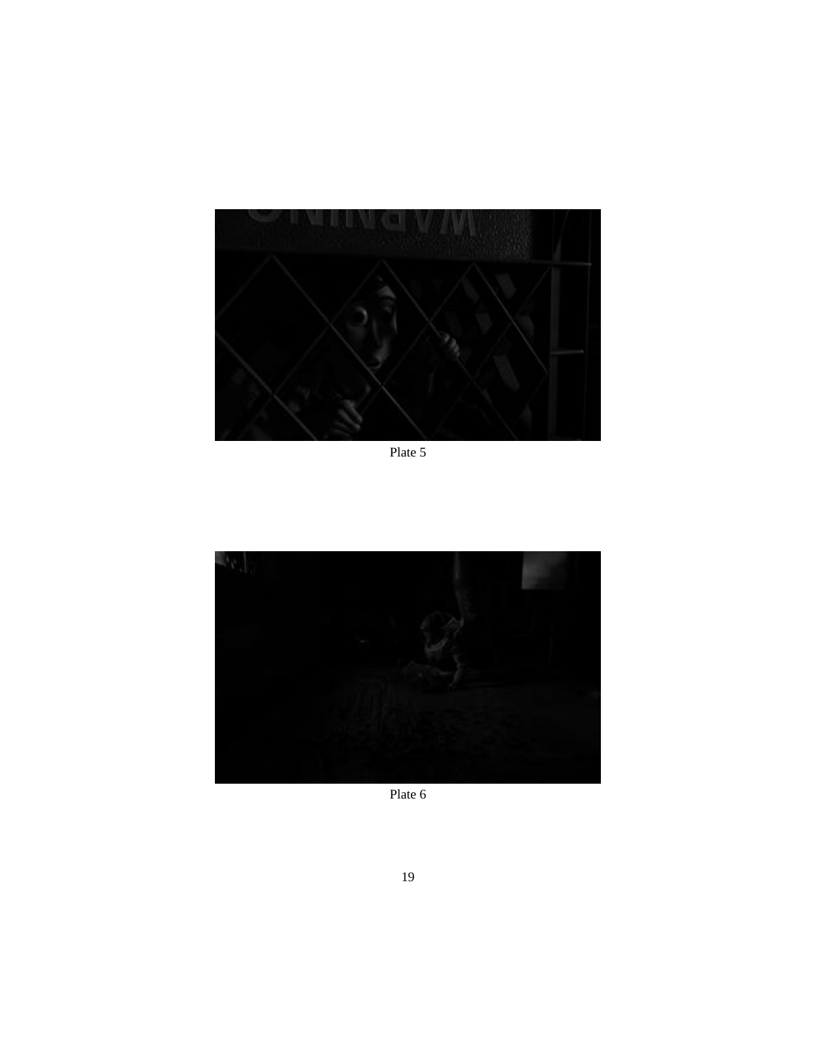Plate 5

Plate 6